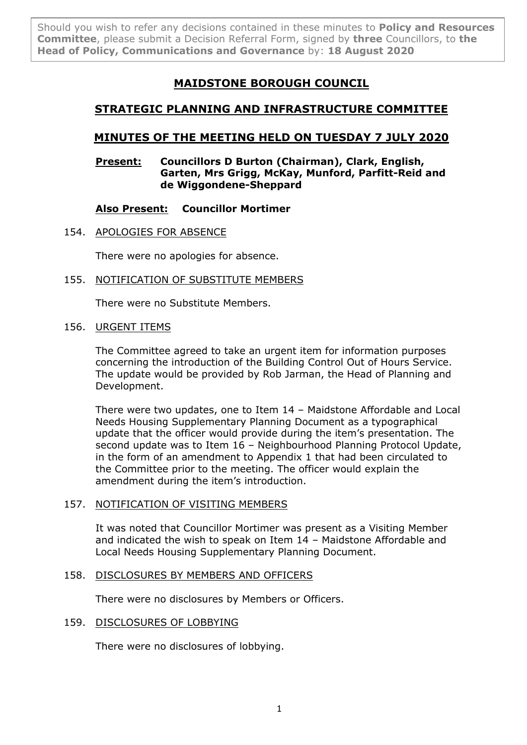Should you wish to refer any decisions contained in these minutes to **Policy and Resources Committee**, please submit a Decision Referral Form, signed by **three** Councillors, to **the Head of Policy, Communications and Governance** by: **18 August 2020**

# MAIDSTONE BOROUGH COUNCIL

## STRATEGIC PLANNING AND INFRASTRUCTURE COMMITTEE

## MINUTES OF THE MEETING HELD ON TUESDAY 7 JULY 2020

**Present:** **Councillors D Burton (Chairman), Clark, English, Garten, Mrs Grigg, McKay, Munford, Parfitt-Reid and de Wiggondene-Sheppard**

**Also Present:** **Councillor Mortimer**

154. APOLOGIES FOR ABSENCE

There were no apologies for absence.

155. NOTIFICATION OF SUBSTITUTE MEMBERS

There were no Substitute Members.

156. URGENT ITEMS

The Committee agreed to take an urgent item for information purposes concerning the introduction of the Building Control Out of Hours Service. The update would be provided by Rob Jarman, the Head of Planning and Development.

There were two updates, one to Item 14 – Maidstone Affordable and Local Needs Housing Supplementary Planning Document as a typographical update that the officer would provide during the item's presentation. The second update was to Item 16 – Neighbourhood Planning Protocol Update, in the form of an amendment to Appendix 1 that had been circulated to the Committee prior to the meeting. The officer would explain the amendment during the item's introduction.

157. NOTIFICATION OF VISITING MEMBERS

It was noted that Councillor Mortimer was present as a Visiting Member and indicated the wish to speak on Item 14 – Maidstone Affordable and Local Needs Housing Supplementary Planning Document.

158. DISCLOSURES BY MEMBERS AND OFFICERS

There were no disclosures by Members or Officers.

159. DISCLOSURES OF LOBBYING

There were no disclosures of lobbying.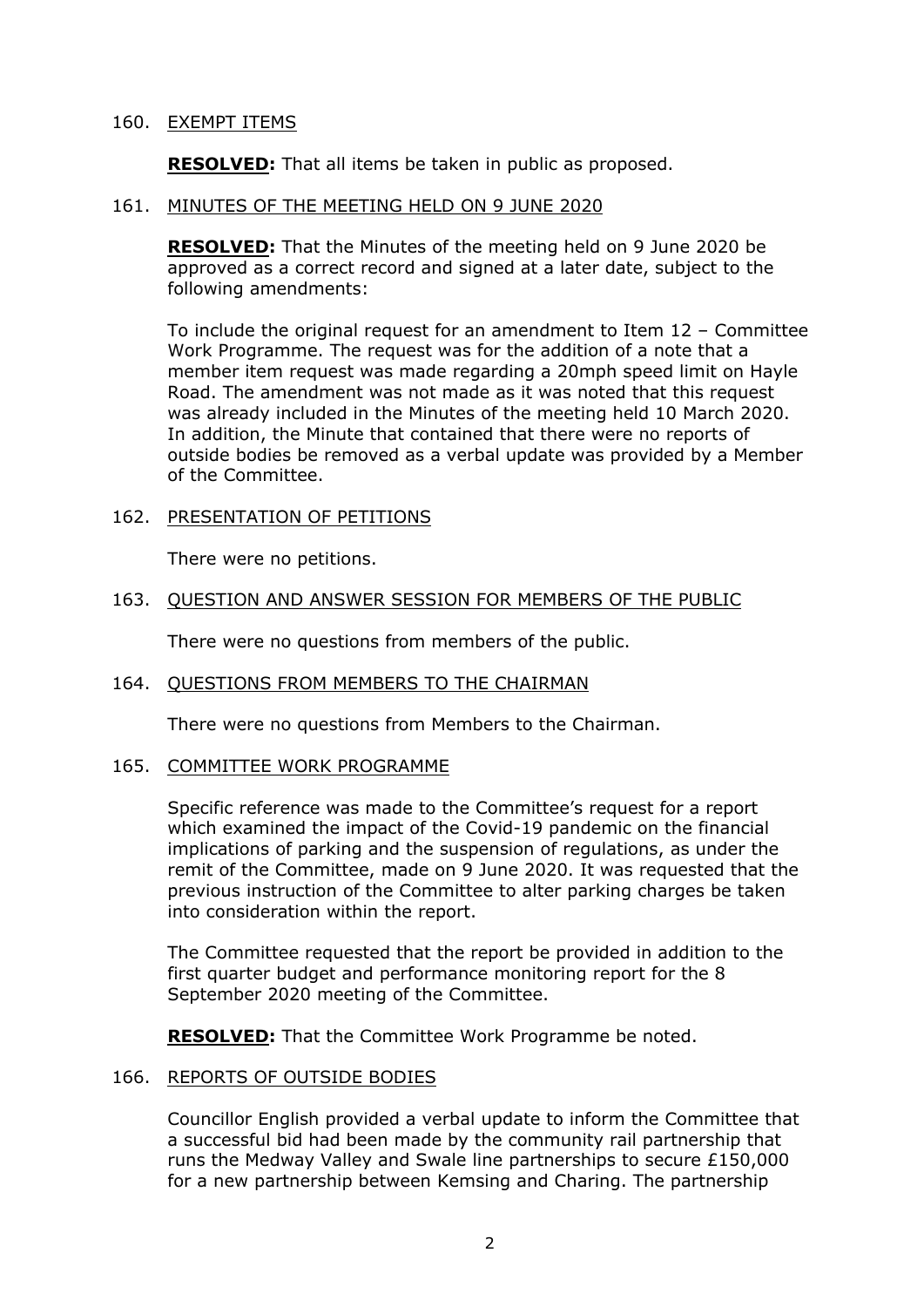160. <u>EXEMPT ITEMS</u>

**RESOLVED:** That all items be taken in public as proposed.

161. <u>MINUTES OF THE MEETING HELD ON 9 JUNE 2020</u>

**RESOLVED:** That the Minutes of the meeting held on 9 June 2020 be approved as a correct record and signed at a later date, subject to the following amendments:

To include the original request for an amendment to Item 12 – Committee Work Programme. The request was for the addition of a note that a member item request was made regarding a 20mph speed limit on Hayle Road. The amendment was not made as it was noted that this request was already included in the Minutes of the meeting held 10 March 2020. In addition, the Minute that contained that there were no reports of outside bodies be removed as a verbal update was provided by a Member of the Committee.

162. <u>PRESENTATION OF PETITIONS</u>

There were no petitions.

163. <u>QUESTION AND ANSWER SESSION FOR MEMBERS OF THE PUBLIC</u>

There were no questions from members of the public.

164. <u>QUESTIONS FROM MEMBERS TO THE CHAIRMAN</u>

There were no questions from Members to the Chairman.

165. <u>COMMITTEE WORK PROGRAMME</u>

Specific reference was made to the Committee's request for a report which examined the impact of the Covid-19 pandemic on the financial implications of parking and the suspension of regulations, as under the remit of the Committee, made on 9 June 2020. It was requested that the previous instruction of the Committee to alter parking charges be taken into consideration within the report.

The Committee requested that the report be provided in addition to the first quarter budget and performance monitoring report for the 8 September 2020 meeting of the Committee.

**RESOLVED:** That the Committee Work Programme be noted.

166. <u>REPORTS OF OUTSIDE BODIES</u>

Councillor English provided a verbal update to inform the Committee that a successful bid had been made by the community rail partnership that runs the Medway Valley and Swale line partnerships to secure £150,000 for a new partnership between Kemsing and Charing. The partnership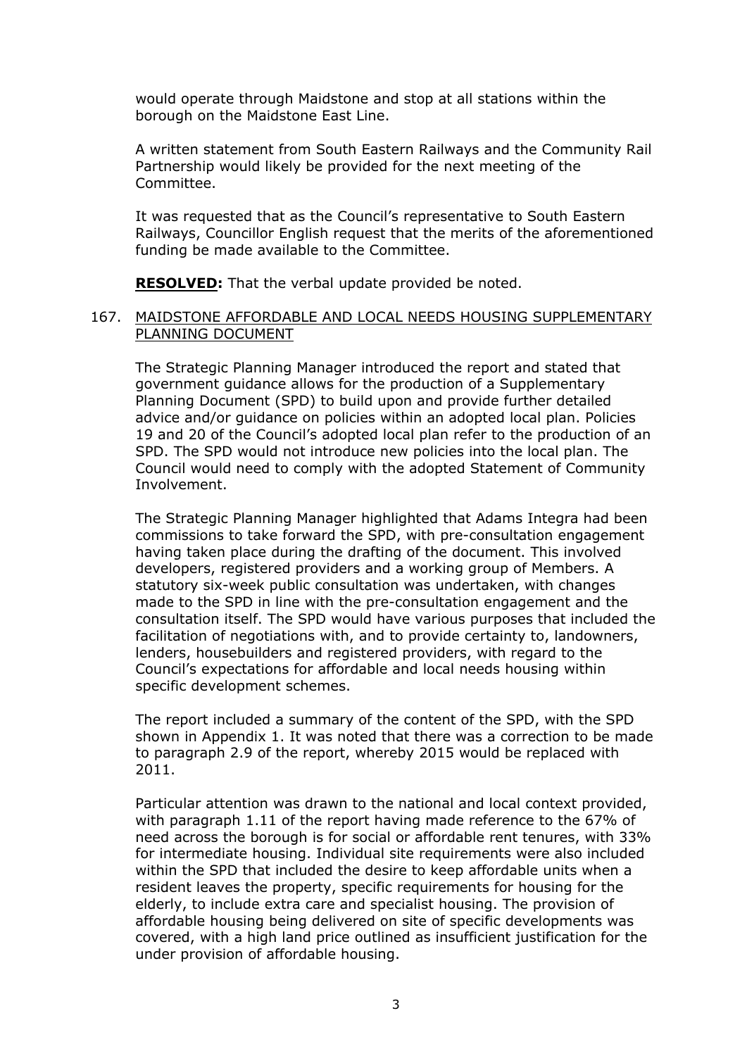would operate through Maidstone and stop at all stations within the borough on the Maidstone East Line.

A written statement from South Eastern Railways and the Community Rail Partnership would likely be provided for the next meeting of the Committee.

It was requested that as the Council's representative to South Eastern Railways, Councillor English request that the merits of the aforementioned funding be made available to the Committee.

**RESOLVED:** That the verbal update provided be noted.

167. MAIDSTONE AFFORDABLE AND LOCAL NEEDS HOUSING SUPPLEMENTARY PLANNING DOCUMENT

The Strategic Planning Manager introduced the report and stated that government guidance allows for the production of a Supplementary Planning Document (SPD) to build upon and provide further detailed advice and/or guidance on policies within an adopted local plan. Policies 19 and 20 of the Council's adopted local plan refer to the production of an SPD. The SPD would not introduce new policies into the local plan. The Council would need to comply with the adopted Statement of Community Involvement.

The Strategic Planning Manager highlighted that Adams Integra had been commissions to take forward the SPD, with pre-consultation engagement having taken place during the drafting of the document. This involved developers, registered providers and a working group of Members. A statutory six-week public consultation was undertaken, with changes made to the SPD in line with the pre-consultation engagement and the consultation itself. The SPD would have various purposes that included the facilitation of negotiations with, and to provide certainty to, landowners, lenders, housebuilders and registered providers, with regard to the Council's expectations for affordable and local needs housing within specific development schemes.

The report included a summary of the content of the SPD, with the SPD shown in Appendix 1. It was noted that there was a correction to be made to paragraph 2.9 of the report, whereby 2015 would be replaced with 2011.

Particular attention was drawn to the national and local context provided, with paragraph 1.11 of the report having made reference to the 67% of need across the borough is for social or affordable rent tenures, with 33% for intermediate housing. Individual site requirements were also included within the SPD that included the desire to keep affordable units when a resident leaves the property, specific requirements for housing for the elderly, to include extra care and specialist housing. The provision of affordable housing being delivered on site of specific developments was covered, with a high land price outlined as insufficient justification for the under provision of affordable housing.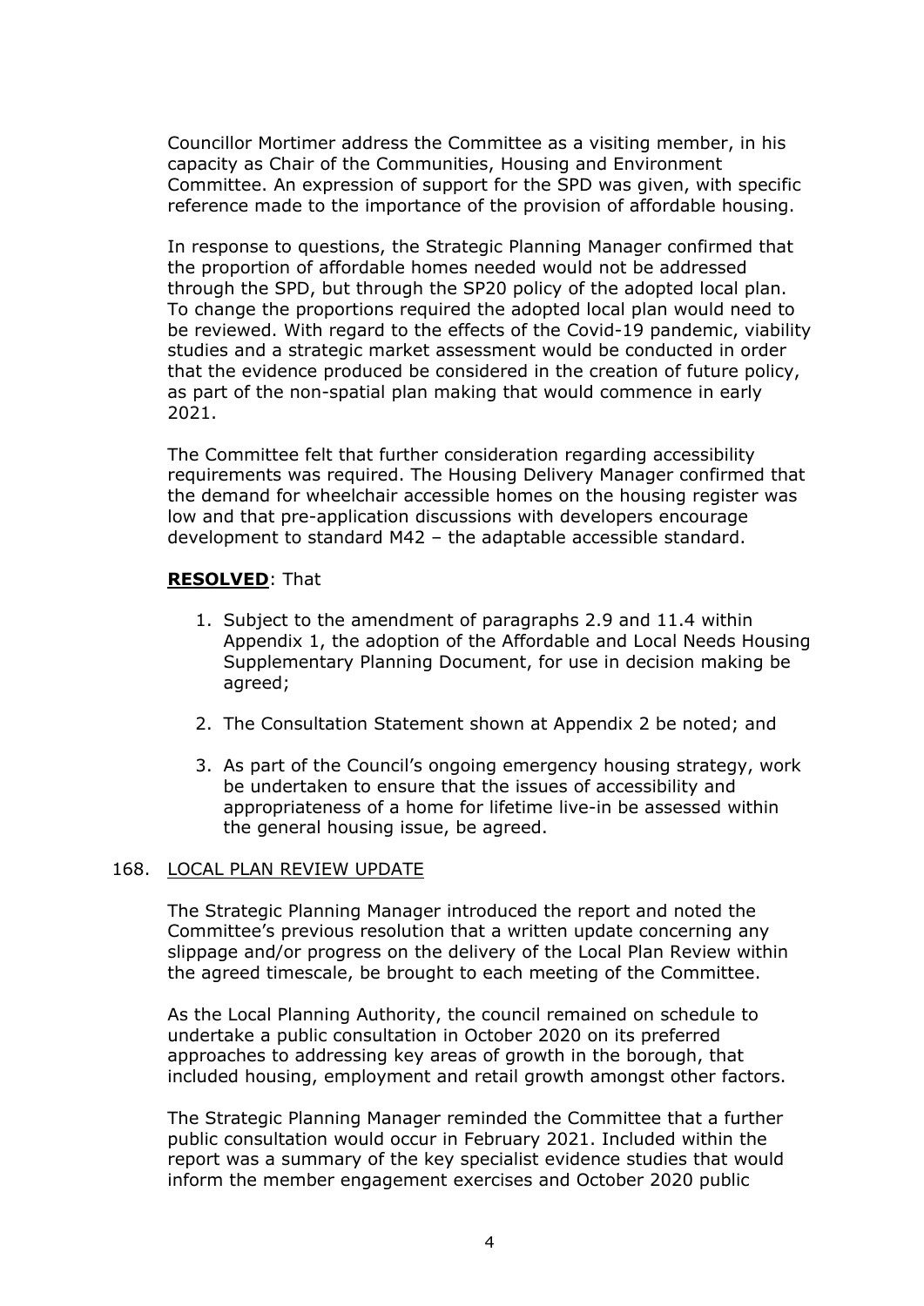Councillor Mortimer address the Committee as a visiting member, in his capacity as Chair of the Communities, Housing and Environment Committee. An expression of support for the SPD was given, with specific reference made to the importance of the provision of affordable housing.

In response to questions, the Strategic Planning Manager confirmed that the proportion of affordable homes needed would not be addressed through the SPD, but through the SP20 policy of the adopted local plan. To change the proportions required the adopted local plan would need to be reviewed. With regard to the effects of the Covid-19 pandemic, viability studies and a strategic market assessment would be conducted in order that the evidence produced be considered in the creation of future policy, as part of the non-spatial plan making that would commence in early 2021.

The Committee felt that further consideration regarding accessibility requirements was required. The Housing Delivery Manager confirmed that the demand for wheelchair accessible homes on the housing register was low and that pre-application discussions with developers encourage development to standard M42 – the adaptable accessible standard.

**RESOLVED**: That

1. Subject to the amendment of paragraphs 2.9 and 11.4 within Appendix 1, the adoption of the Affordable and Local Needs Housing Supplementary Planning Document, for use in decision making be agreed;

2. The Consultation Statement shown at Appendix 2 be noted; and

3. As part of the Council's ongoing emergency housing strategy, work be undertaken to ensure that the issues of accessibility and appropriateness of a home for lifetime live-in be assessed within the general housing issue, be agreed.

168. LOCAL PLAN REVIEW UPDATE

The Strategic Planning Manager introduced the report and noted the Committee's previous resolution that a written update concerning any slippage and/or progress on the delivery of the Local Plan Review within the agreed timescale, be brought to each meeting of the Committee.

As the Local Planning Authority, the council remained on schedule to undertake a public consultation in October 2020 on its preferred approaches to addressing key areas of growth in the borough, that included housing, employment and retail growth amongst other factors.

The Strategic Planning Manager reminded the Committee that a further public consultation would occur in February 2021. Included within the report was a summary of the key specialist evidence studies that would inform the member engagement exercises and October 2020 public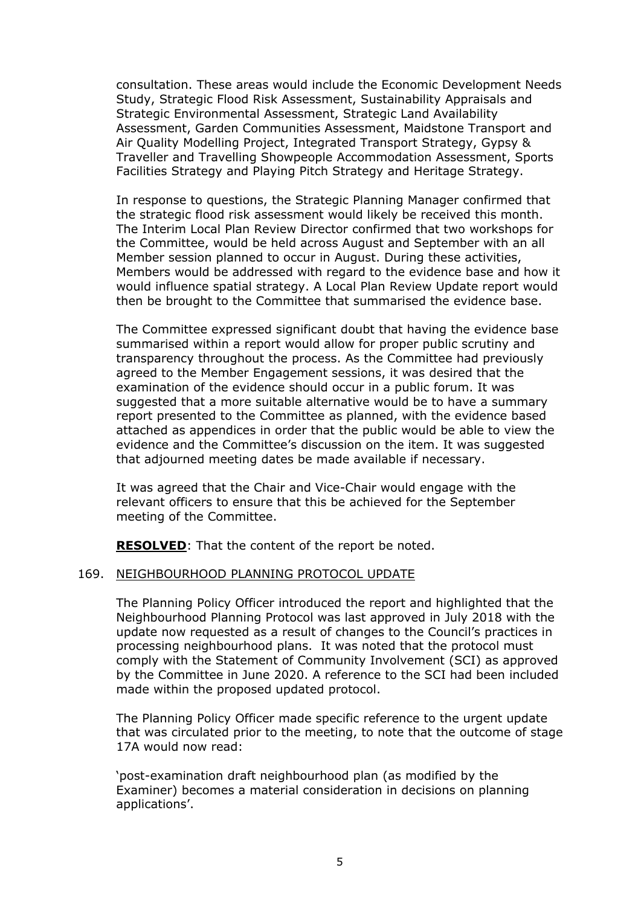consultation. These areas would include the Economic Development Needs Study, Strategic Flood Risk Assessment, Sustainability Appraisals and Strategic Environmental Assessment, Strategic Land Availability Assessment, Garden Communities Assessment, Maidstone Transport and Air Quality Modelling Project, Integrated Transport Strategy, Gypsy & Traveller and Travelling Showpeople Accommodation Assessment, Sports Facilities Strategy and Playing Pitch Strategy and Heritage Strategy.

In response to questions, the Strategic Planning Manager confirmed that the strategic flood risk assessment would likely be received this month. The Interim Local Plan Review Director confirmed that two workshops for the Committee, would be held across August and September with an all Member session planned to occur in August. During these activities, Members would be addressed with regard to the evidence base and how it would influence spatial strategy. A Local Plan Review Update report would then be brought to the Committee that summarised the evidence base.

The Committee expressed significant doubt that having the evidence base summarised within a report would allow for proper public scrutiny and transparency throughout the process. As the Committee had previously agreed to the Member Engagement sessions, it was desired that the examination of the evidence should occur in a public forum. It was suggested that a more suitable alternative would be to have a summary report presented to the Committee as planned, with the evidence based attached as appendices in order that the public would be able to view the evidence and the Committee's discussion on the item. It was suggested that adjourned meeting dates be made available if necessary.

It was agreed that the Chair and Vice-Chair would engage with the relevant officers to ensure that this be achieved for the September meeting of the Committee.

**RESOLVED**: That the content of the report be noted.

169. NEIGHBOURHOOD PLANNING PROTOCOL UPDATE

The Planning Policy Officer introduced the report and highlighted that the Neighbourhood Planning Protocol was last approved in July 2018 with the update now requested as a result of changes to the Council's practices in processing neighbourhood plans. It was noted that the protocol must comply with the Statement of Community Involvement (SCI) as approved by the Committee in June 2020. A reference to the SCI had been included made within the proposed updated protocol.

The Planning Policy Officer made specific reference to the urgent update that was circulated prior to the meeting, to note that the outcome of stage 17A would now read:

'post-examination draft neighbourhood plan (as modified by the Examiner) becomes a material consideration in decisions on planning applications'.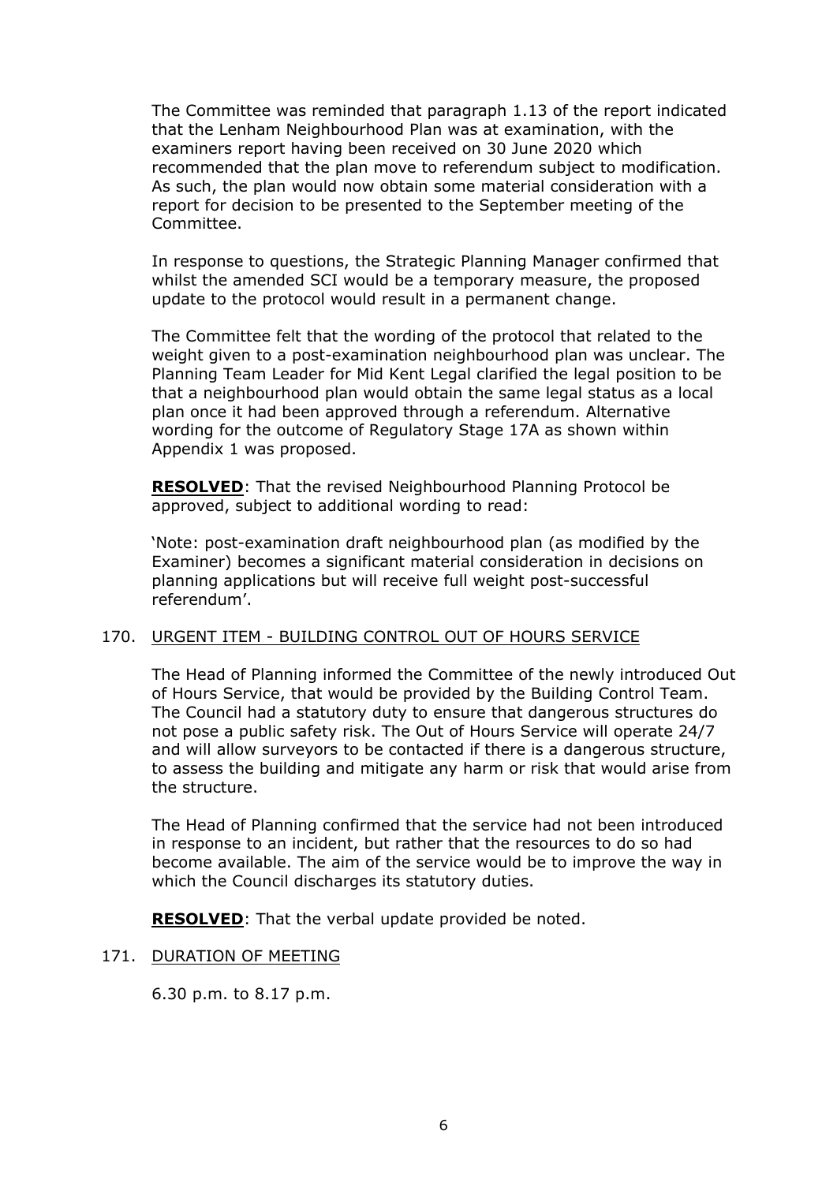The Committee was reminded that paragraph 1.13 of the report indicated that the Lenham Neighbourhood Plan was at examination, with the examiners report having been received on 30 June 2020 which recommended that the plan move to referendum subject to modification. As such, the plan would now obtain some material consideration with a report for decision to be presented to the September meeting of the Committee.

In response to questions, the Strategic Planning Manager confirmed that whilst the amended SCI would be a temporary measure, the proposed update to the protocol would result in a permanent change.

The Committee felt that the wording of the protocol that related to the weight given to a post-examination neighbourhood plan was unclear. The Planning Team Leader for Mid Kent Legal clarified the legal position to be that a neighbourhood plan would obtain the same legal status as a local plan once it had been approved through a referendum. Alternative wording for the outcome of Regulatory Stage 17A as shown within Appendix 1 was proposed.

**RESOLVED**: That the revised Neighbourhood Planning Protocol be approved, subject to additional wording to read:

'Note: post-examination draft neighbourhood plan (as modified by the Examiner) becomes a significant material consideration in decisions on planning applications but will receive full weight post-successful referendum'.

## 170. URGENT ITEM - BUILDING CONTROL OUT OF HOURS SERVICE

The Head of Planning informed the Committee of the newly introduced Out of Hours Service, that would be provided by the Building Control Team. The Council had a statutory duty to ensure that dangerous structures do not pose a public safety risk. The Out of Hours Service will operate 24/7 and will allow surveyors to be contacted if there is a dangerous structure, to assess the building and mitigate any harm or risk that would arise from the structure.

The Head of Planning confirmed that the service had not been introduced in response to an incident, but rather that the resources to do so had become available. The aim of the service would be to improve the way in which the Council discharges its statutory duties.

**RESOLVED**: That the verbal update provided be noted.

## 171. DURATION OF MEETING

6.30 p.m. to 8.17 p.m.